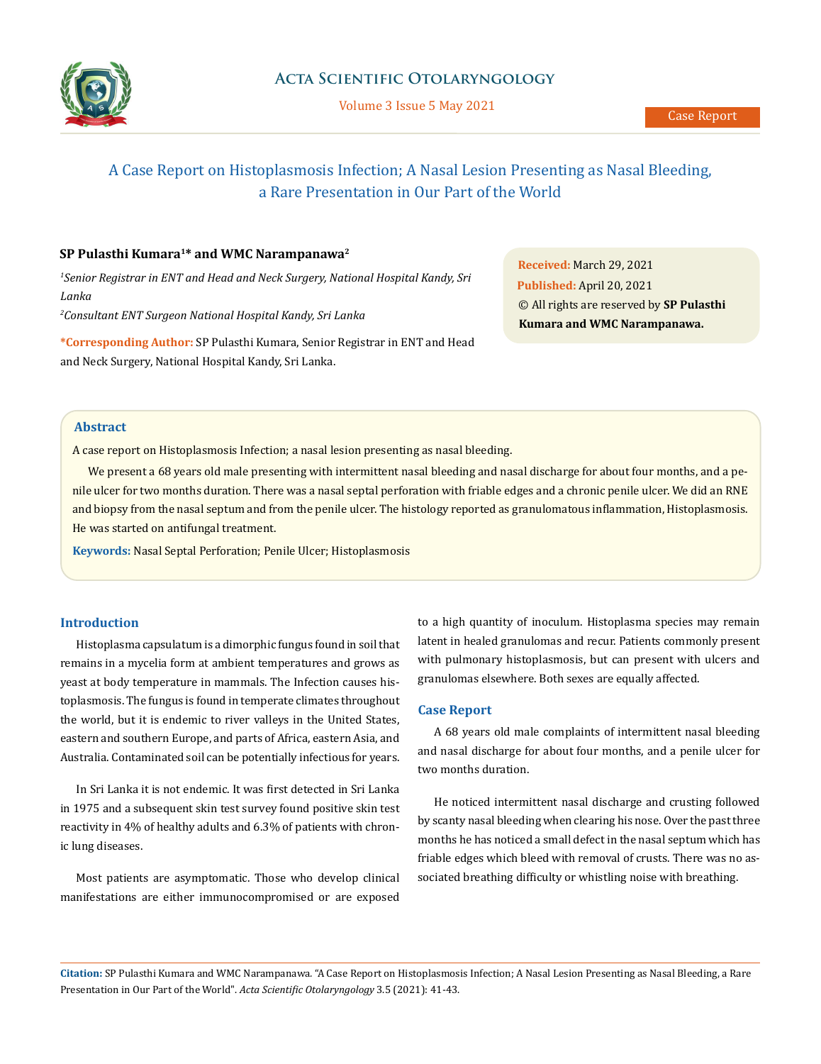# A Case Report on Histoplasmosis Infection; A Nasal Lesion Presenting as Nasal Bleeding, a Rare Presentation in Our Part of the World

**SP Pulasthi Kumara[1]* and WMC Narampanawa[2]**

[1]*Senior Registrar in ENT and Head and Neck Surgery, National Hospital Kandy, Sri Lanka*

[2]*Consultant ENT Surgeon National Hospital Kandy, Sri Lanka*

***Corresponding Author:** SP Pulasthi Kumara, Senior Registrar in ENT and Head and Neck Surgery, National Hospital Kandy, Sri Lanka.

**Received:** March 29, 2021
**Published:** April 20, 2021
© All rights are reserved by **SP Pulasthi Kumara and WMC Narampanawa.**

## Abstract

A case report on Histoplasmosis Infection; a nasal lesion presenting as nasal bleeding.

We present a 68 years old male presenting with intermittent nasal bleeding and nasal discharge for about four months, and a penile ulcer for two months duration. There was a nasal septal perforation with friable edges and a chronic penile ulcer. We did an RNE and biopsy from the nasal septum and from the penile ulcer. The histology reported as granulomatous inflammation, Histoplasmosis. He was started on antifungal treatment.

**Keywords:** Nasal Septal Perforation; Penile Ulcer; Histoplasmosis

## Introduction

Histoplasma capsulatum is a dimorphic fungus found in soil that remains in a mycelia form at ambient temperatures and grows as yeast at body temperature in mammals. The Infection causes histoplasmosis. The fungus is found in temperate climates throughout the world, but it is endemic to river valleys in the United States, eastern and southern Europe, and parts of Africa, eastern Asia, and Australia. Contaminated soil can be potentially infectious for years.

In Sri Lanka it is not endemic. It was first detected in Sri Lanka in 1975 and a subsequent skin test survey found positive skin test reactivity in 4% of healthy adults and 6.3% of patients with chronic lung diseases.

Most patients are asymptomatic. Those who develop clinical manifestations are either immunocompromised or are exposed to a high quantity of inoculum. Histoplasma species may remain latent in healed granulomas and recur. Patients commonly present with pulmonary histoplasmosis, but can present with ulcers and granulomas elsewhere. Both sexes are equally affected.

## Case Report

A 68 years old male complaints of intermittent nasal bleeding and nasal discharge for about four months, and a penile ulcer for two months duration.

He noticed intermittent nasal discharge and crusting followed by scanty nasal bleeding when clearing his nose. Over the past three months he has noticed a small defect in the nasal septum which has friable edges which bleed with removal of crusts. There was no associated breathing difficulty or whistling noise with breathing.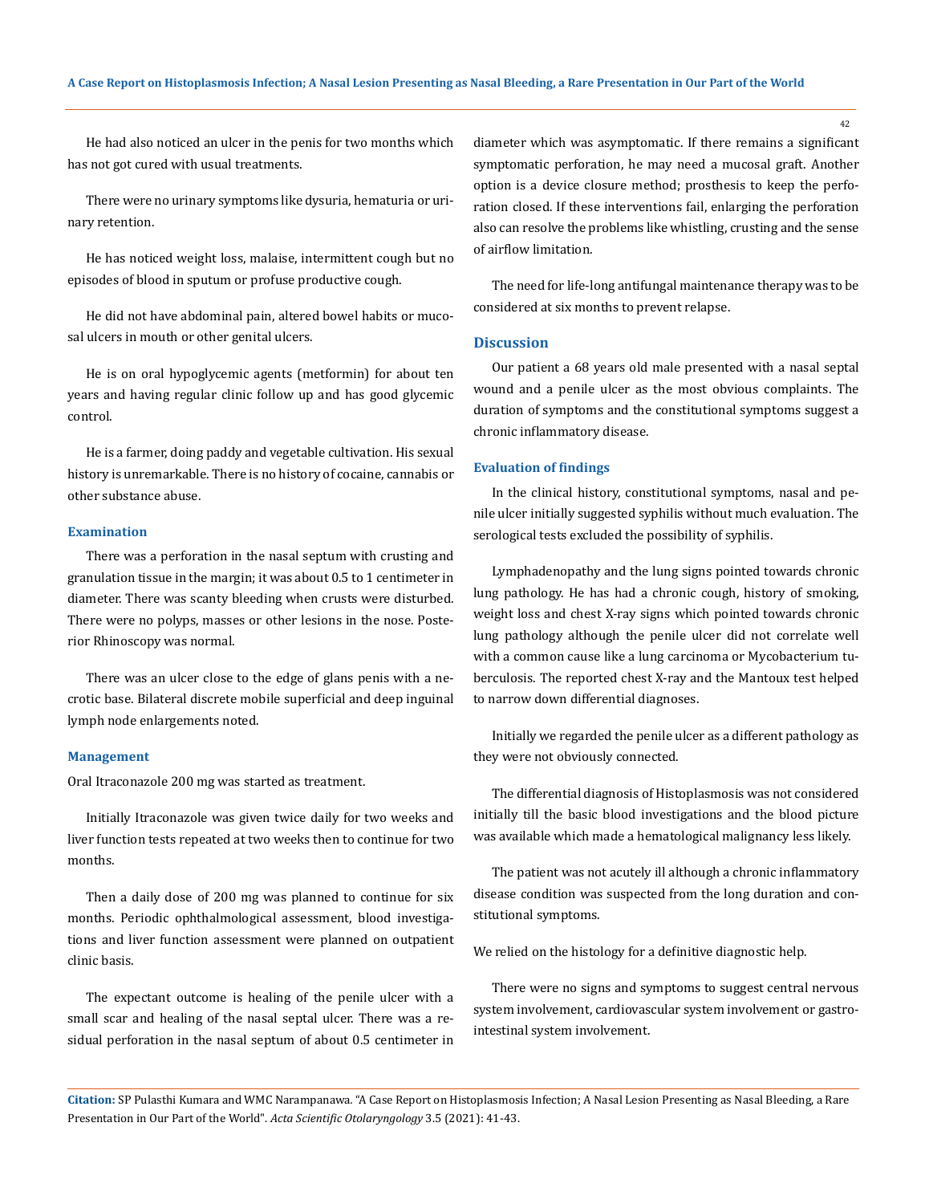He had also noticed an ulcer in the penis for two months which has not got cured with usual treatments.

There were no urinary symptoms like dysuria, hematuria or urinary retention.

He has noticed weight loss, malaise, intermittent cough but no episodes of blood in sputum or profuse productive cough.

He did not have abdominal pain, altered bowel habits or mucosal ulcers in mouth or other genital ulcers.

He is on oral hypoglycemic agents (metformin) for about ten years and having regular clinic follow up and has good glycemic control.

He is a farmer, doing paddy and vegetable cultivation. His sexual history is unremarkable. There is no history of cocaine, cannabis or other substance abuse.

#### Examination

There was a perforation in the nasal septum with crusting and granulation tissue in the margin; it was about 0.5 to 1 centimeter in diameter. There was scanty bleeding when crusts were disturbed. There were no polyps, masses or other lesions in the nose. Posterior Rhinoscopy was normal.

There was an ulcer close to the edge of glans penis with a necrotic base. Bilateral discrete mobile superficial and deep inguinal lymph node enlargements noted.

#### Management

Oral Itraconazole 200 mg was started as treatment.

Initially Itraconazole was given twice daily for two weeks and liver function tests repeated at two weeks then to continue for two months.

Then a daily dose of 200 mg was planned to continue for six months. Periodic ophthalmological assessment, blood investigations and liver function assessment were planned on outpatient clinic basis.

The expectant outcome is healing of the penile ulcer with a small scar and healing of the nasal septal ulcer. There was a residual perforation in the nasal septum of about 0.5 centimeter in diameter which was asymptomatic. If there remains a significant symptomatic perforation, he may need a mucosal graft. Another option is a device closure method; prosthesis to keep the perforation closed. If these interventions fail, enlarging the perforation also can resolve the problems like whistling, crusting and the sense of airflow limitation.

The need for life-long antifungal maintenance therapy was to be considered at six months to prevent relapse.

### Discussion

Our patient a 68 years old male presented with a nasal septal wound and a penile ulcer as the most obvious complaints. The duration of symptoms and the constitutional symptoms suggest a chronic inflammatory disease.

#### Evaluation of findings

In the clinical history, constitutional symptoms, nasal and penile ulcer initially suggested syphilis without much evaluation. The serological tests excluded the possibility of syphilis.

Lymphadenopathy and the lung signs pointed towards chronic lung pathology. He has had a chronic cough, history of smoking, weight loss and chest X-ray signs which pointed towards chronic lung pathology although the penile ulcer did not correlate well with a common cause like a lung carcinoma or Mycobacterium tuberculosis. The reported chest X-ray and the Mantoux test helped to narrow down differential diagnoses.

Initially we regarded the penile ulcer as a different pathology as they were not obviously connected.

The differential diagnosis of Histoplasmosis was not considered initially till the basic blood investigations and the blood picture was available which made a hematological malignancy less likely.

The patient was not acutely ill although a chronic inflammatory disease condition was suspected from the long duration and constitutional symptoms.

We relied on the histology for a definitive diagnostic help.

There were no signs and symptoms to suggest central nervous system involvement, cardiovascular system involvement or gastrointestinal system involvement.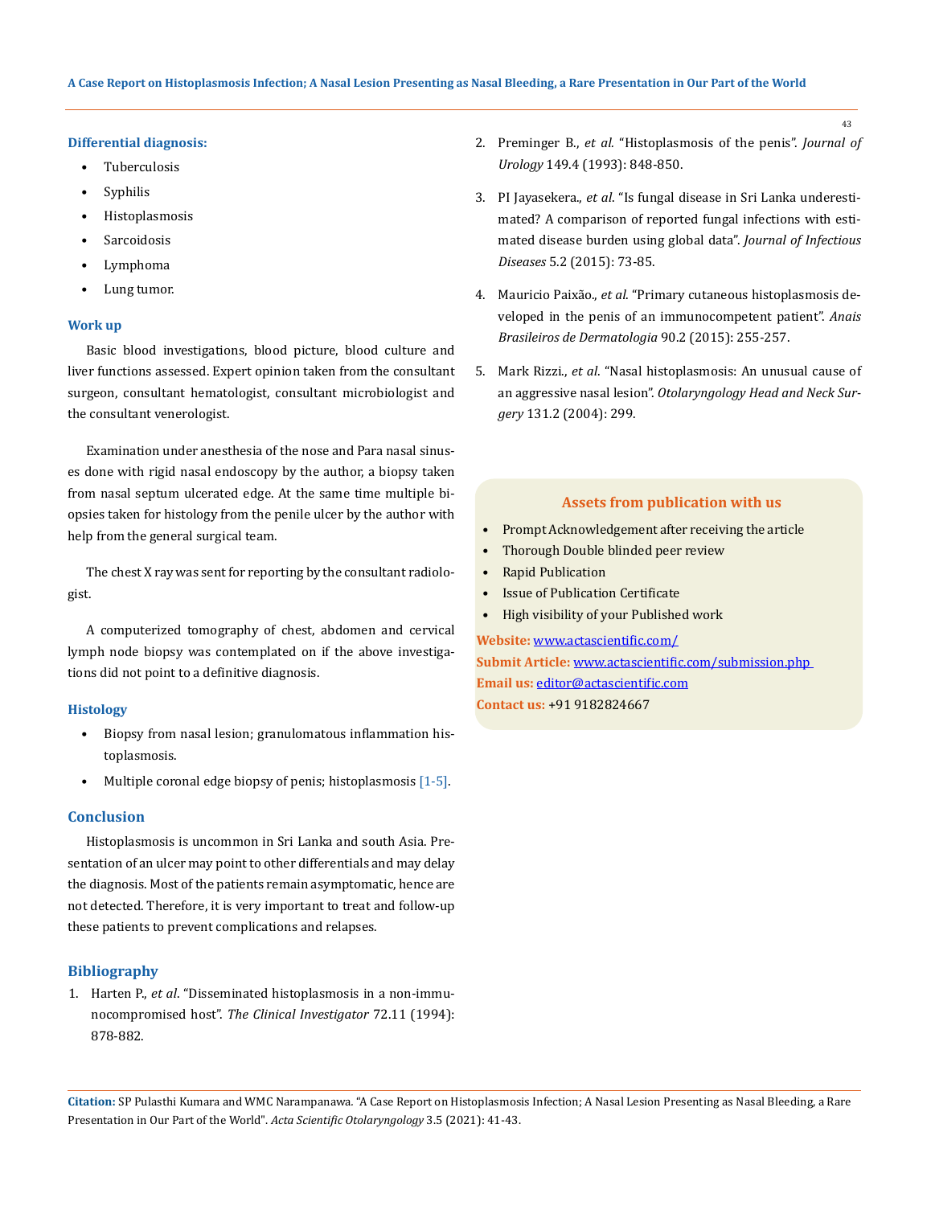### Differential diagnosis:

- Tuberculosis
- Syphilis
- Histoplasmosis
- Sarcoidosis
- Lymphoma
- Lung tumor.

### Work up

Basic blood investigations, blood picture, blood culture and liver functions assessed. Expert opinion taken from the consultant surgeon, consultant hematologist, consultant microbiologist and the consultant venerologist.

Examination under anesthesia of the nose and Para nasal sinuses done with rigid nasal endoscopy by the author, a biopsy taken from nasal septum ulcerated edge. At the same time multiple biopsies taken for histology from the penile ulcer by the author with help from the general surgical team.

The chest X ray was sent for reporting by the consultant radiologist.

A computerized tomography of chest, abdomen and cervical lymph node biopsy was contemplated on if the above investigations did not point to a definitive diagnosis.

### Histology

- Biopsy from nasal lesion; granulomatous inflammation histoplasmosis.
- Multiple coronal edge biopsy of penis; histoplasmosis [1-5].

## Conclusion

Histoplasmosis is uncommon in Sri Lanka and south Asia. Presentation of an ulcer may point to other differentials and may delay the diagnosis. Most of the patients remain asymptomatic, hence are not detected. Therefore, it is very important to treat and follow-up these patients to prevent complications and relapses.

## Bibliography

1. Harten P., *et al*. "Disseminated histoplasmosis in a non-immunocompromised host". *The Clinical Investigator* 72.11 (1994): 878-882.
2. Preminger B., *et al.* "Histoplasmosis of the penis". *Journal of Urology* 149.4 (1993): 848-850.
3. PI Jayasekera., *et al*. "Is fungal disease in Sri Lanka underestimated? A comparison of reported fungal infections with estimated disease burden using global data". *Journal of Infectious Diseases* 5.2 (2015): 73-85.
4. Mauricio Paixão., *et al*. "Primary cutaneous histoplasmosis developed in the penis of an immunocompetent patient". *Anais Brasileiros de Dermatologia* 90.2 (2015): 255-257.
5. Mark Rizzi., *et al*. "Nasal histoplasmosis: An unusual cause of an aggressive nasal lesion". *Otolaryngology Head and Neck Surgery* 131.2 (2004): 299.

**Assets from publication with us**

- Prompt Acknowledgement after receiving the article
- Thorough Double blinded peer review
- Rapid Publication
- Issue of Publication Certificate
- High visibility of your Published work

**Website:** www.actascientific.com/
**Submit Article:** www.actascientific.com/submission.php
**Email us:** editor@actascientific.com
**Contact us:** +91 9182824667